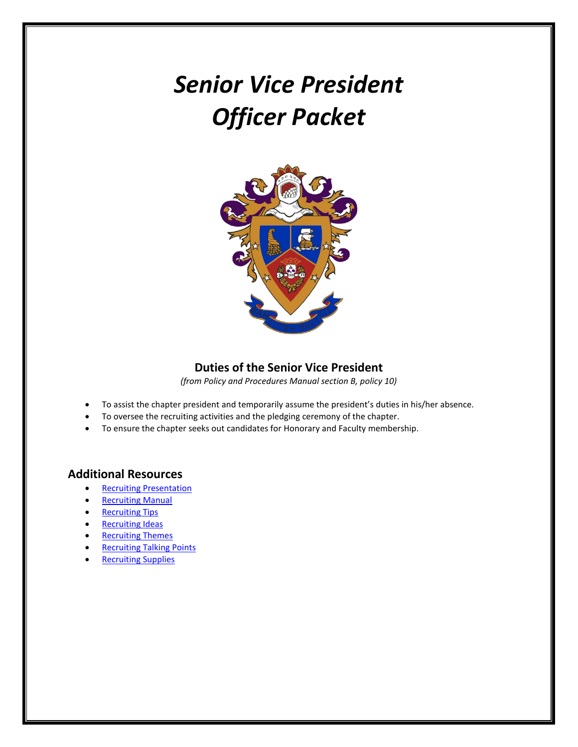# *Senior Vice President Officer Packet*

## Duties of the Senior Vice President

*(from Policy and Procedures Manual section B, policy 10)*

- To assist the chapter president and temporarily assume the president's duties in his/her absence.
- To oversee the recruiting activities and the pledging ceremony of the chapter.
- To ensure the chapter seeks out candidates for Honorary and Faculty membership.

## Additional Resources

- Recruiting Presentation
- Recruiting Manual
- Recruiting Tips
- Recruiting Ideas
- Recruiting Themes
- Recruiting Talking Points
- Recruiting Supplies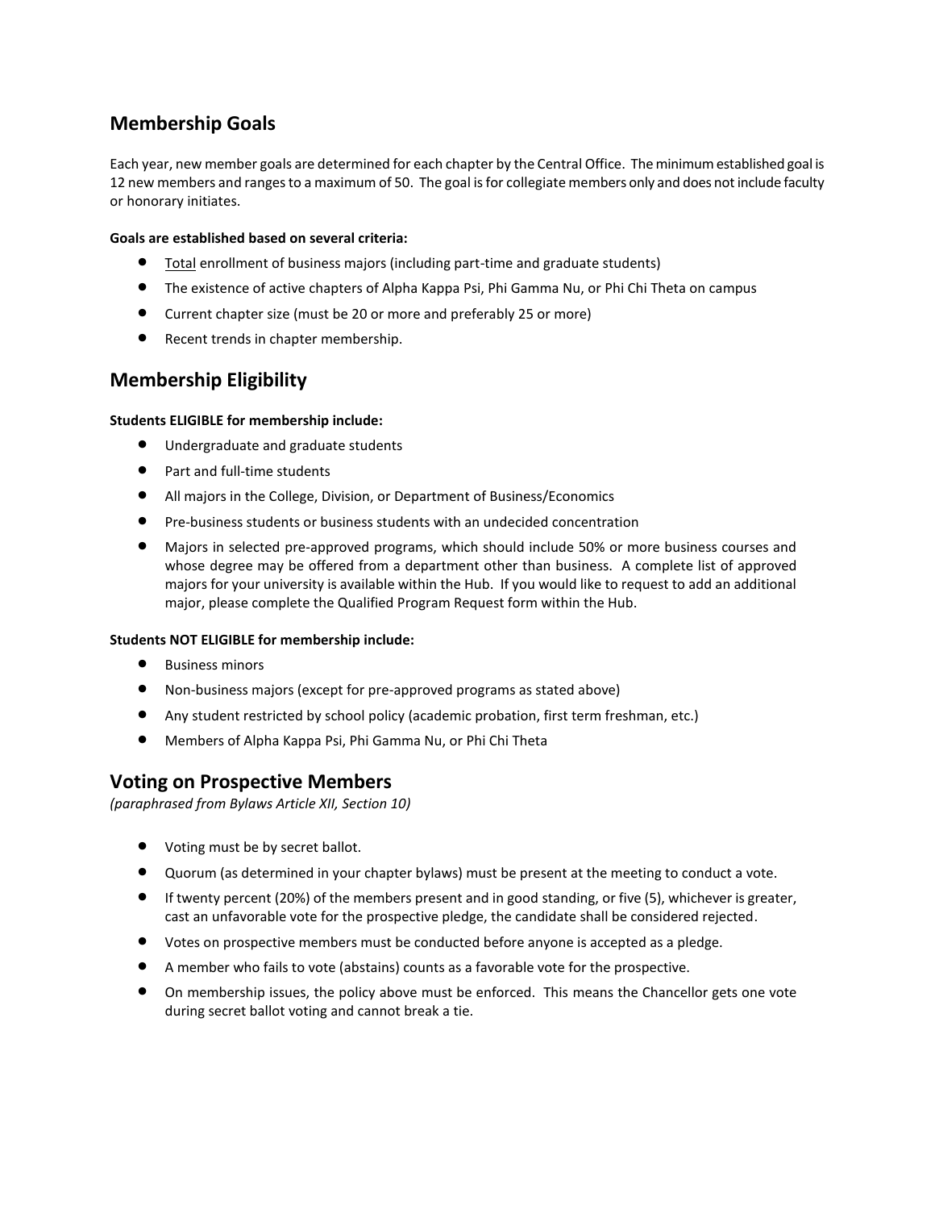## Membership Goals

Each year, new member goals are determined for each chapter by the Central Office. The minimum established goal is 12 new members and ranges to a maximum of 50. The goal is for collegiate members only and does not include faculty or honorary initiates.

**Goals are established based on several criteria:**

- Total enrollment of business majors (including part-time and graduate students)
- The existence of active chapters of Alpha Kappa Psi, Phi Gamma Nu, or Phi Chi Theta on campus
- Current chapter size (must be 20 or more and preferably 25 or more)
- Recent trends in chapter membership.

## Membership Eligibility

**Students ELIGIBLE for membership include:**

- Undergraduate and graduate students
- Part and full-time students
- All majors in the College, Division, or Department of Business/Economics
- Pre-business students or business students with an undecided concentration
- Majors in selected pre-approved programs, which should include 50% or more business courses and whose degree may be offered from a department other than business. A complete list of approved majors for your university is available within the Hub. If you would like to request to add an additional major, please complete the Qualified Program Request form within the Hub.

**Students NOT ELIGIBLE for membership include:**

- Business minors
- Non-business majors (except for pre-approved programs as stated above)
- Any student restricted by school policy (academic probation, first term freshman, etc.)
- Members of Alpha Kappa Psi, Phi Gamma Nu, or Phi Chi Theta

## Voting on Prospective Members

*(paraphrased from Bylaws Article XII, Section 10)*

- Voting must be by secret ballot.
- Quorum (as determined in your chapter bylaws) must be present at the meeting to conduct a vote.
- If twenty percent (20%) of the members present and in good standing, or five (5), whichever is greater, cast an unfavorable vote for the prospective pledge, the candidate shall be considered rejected.
- Votes on prospective members must be conducted before anyone is accepted as a pledge.
- A member who fails to vote (abstains) counts as a favorable vote for the prospective.
- On membership issues, the policy above must be enforced. This means the Chancellor gets one vote during secret ballot voting and cannot break a tie.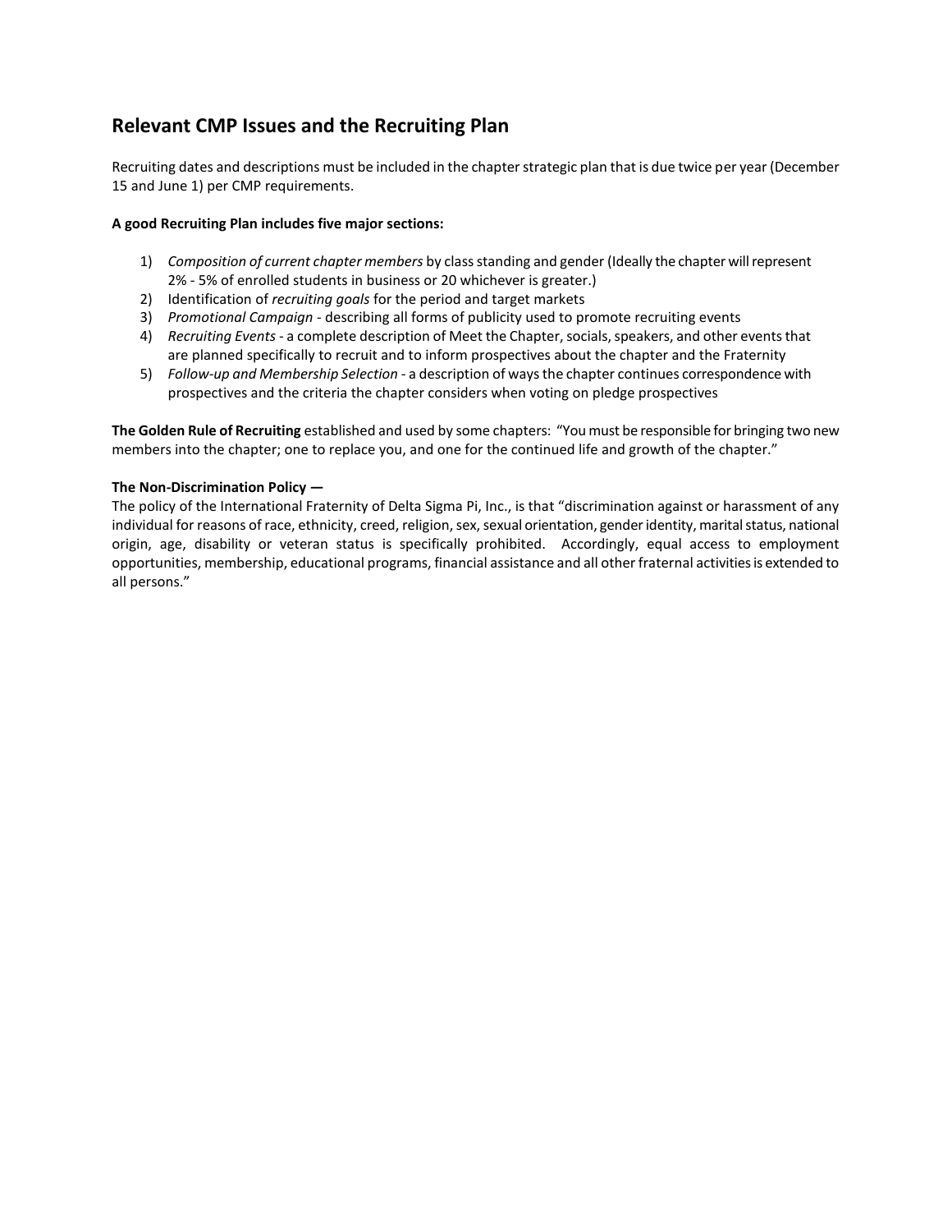## Relevant CMP Issues and the Recruiting Plan

Recruiting dates and descriptions must be included in the chapter strategic plan that is due twice per year (December 15 and June 1) per CMP requirements.

**A good Recruiting Plan includes five major sections:**

1) *Composition of current chapter members* by class standing and gender (Ideally the chapter will represent 2% - 5% of enrolled students in business or 20 whichever is greater.)
2) Identification of *recruiting goals* for the period and target markets
3) *Promotional Campaign* - describing all forms of publicity used to promote recruiting events
4) *Recruiting Events* - a complete description of Meet the Chapter, socials, speakers, and other events that are planned specifically to recruit and to inform prospectives about the chapter and the Fraternity
5) *Follow-up and Membership Selection* - a description of ways the chapter continues correspondence with prospectives and the criteria the chapter considers when voting on pledge prospectives

**The Golden Rule of Recruiting** established and used by some chapters: "You must be responsible for bringing two new members into the chapter; one to replace you, and one for the continued life and growth of the chapter."

**The Non-Discrimination Policy —**

The policy of the International Fraternity of Delta Sigma Pi, Inc., is that "discrimination against or harassment of any individual for reasons of race, ethnicity, creed, religion, sex, sexual orientation, gender identity, marital status, national origin, age, disability or veteran status is specifically prohibited. Accordingly, equal access to employment opportunities, membership, educational programs, financial assistance and all other fraternal activities is extended to all persons."